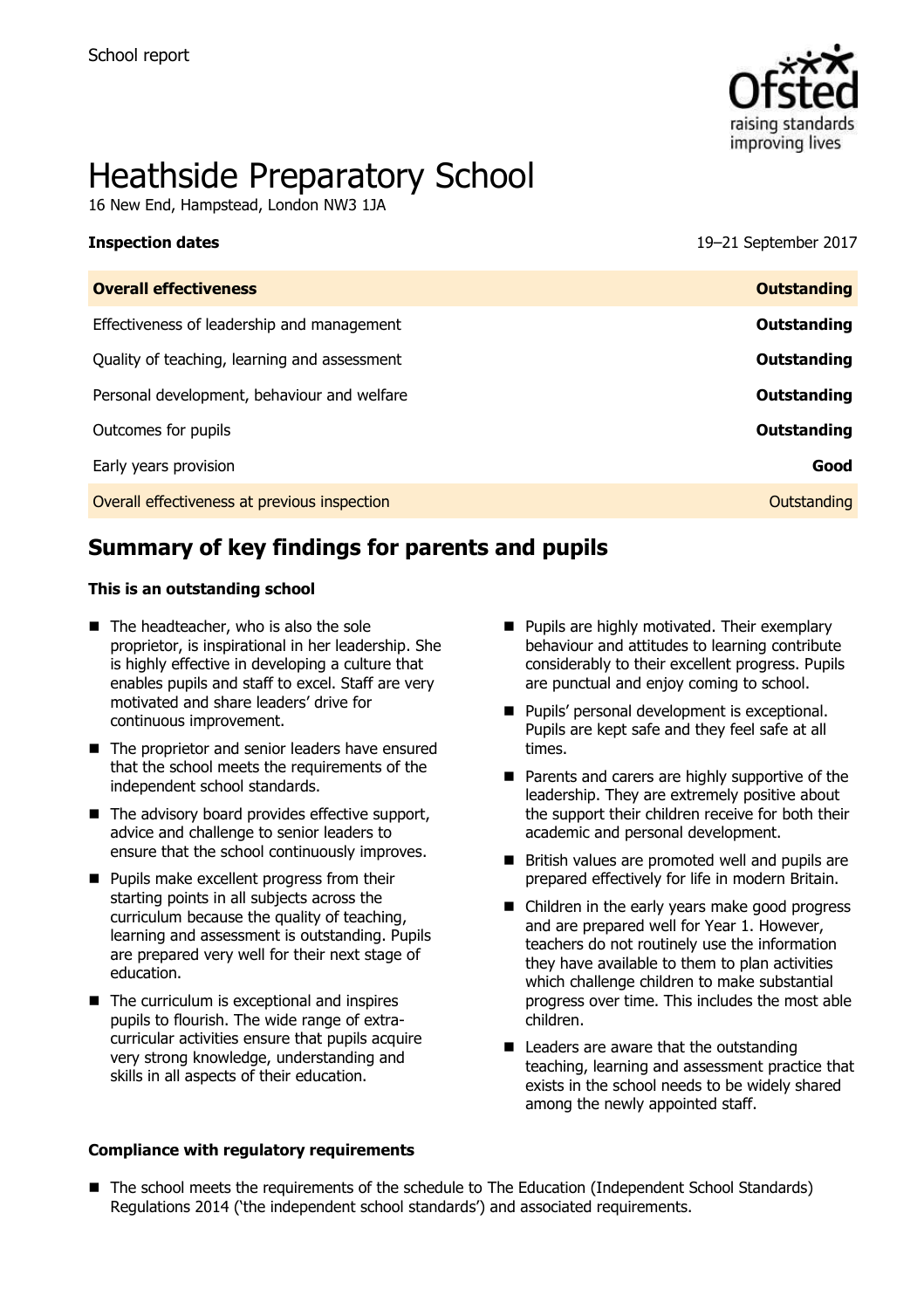School report

# Heathside Preparatory School

16 New End, Hampstead, London NW3 1JA

| **Inspection dates** | 19–21 September 2017 |
|---|---|
| **Overall effectiveness** | **Outstanding** |
| Effectiveness of leadership and management | **Outstanding** |
| Quality of teaching, learning and assessment | **Outstanding** |
| Personal development, behaviour and welfare | **Outstanding** |
| Outcomes for pupils | **Outstanding** |
| Early years provision | **Good** |
| Overall effectiveness at previous inspection | Outstanding |

## Summary of key findings for parents and pupils

**This is an outstanding school**

- The headteacher, who is also the sole proprietor, is inspirational in her leadership. She is highly effective in developing a culture that enables pupils and staff to excel. Staff are very motivated and share leaders' drive for continuous improvement.
- The proprietor and senior leaders have ensured that the school meets the requirements of the independent school standards.
- The advisory board provides effective support, advice and challenge to senior leaders to ensure that the school continuously improves.
- Pupils make excellent progress from their starting points in all subjects across the curriculum because the quality of teaching, learning and assessment is outstanding. Pupils are prepared very well for their next stage of education.
- The curriculum is exceptional and inspires pupils to flourish. The wide range of extra-curricular activities ensure that pupils acquire very strong knowledge, understanding and skills in all aspects of their education.
- Pupils are highly motivated. Their exemplary behaviour and attitudes to learning contribute considerably to their excellent progress. Pupils are punctual and enjoy coming to school.
- Pupils' personal development is exceptional. Pupils are kept safe and they feel safe at all times.
- Parents and carers are highly supportive of the leadership. They are extremely positive about the support their children receive for both their academic and personal development.
- British values are promoted well and pupils are prepared effectively for life in modern Britain.
- Children in the early years make good progress and are prepared well for Year 1. However, teachers do not routinely use the information they have available to them to plan activities which challenge children to make substantial progress over time. This includes the most able children.
- Leaders are aware that the outstanding teaching, learning and assessment practice that exists in the school needs to be widely shared among the newly appointed staff.

**Compliance with regulatory requirements**

- The school meets the requirements of the schedule to The Education (Independent School Standards) Regulations 2014 ('the independent school standards') and associated requirements.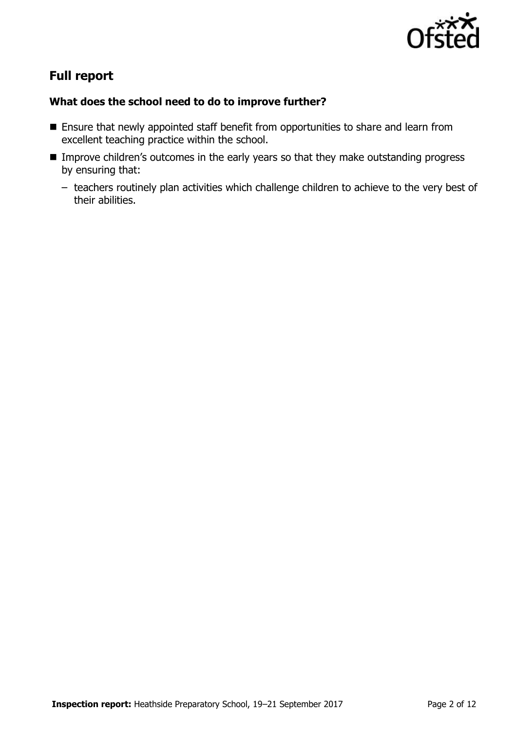## Full report

### What does the school need to do to improve further?

- Ensure that newly appointed staff benefit from opportunities to share and learn from excellent teaching practice within the school.
- Improve children's outcomes in the early years so that they make outstanding progress by ensuring that:
  - teachers routinely plan activities which challenge children to achieve to the very best of their abilities.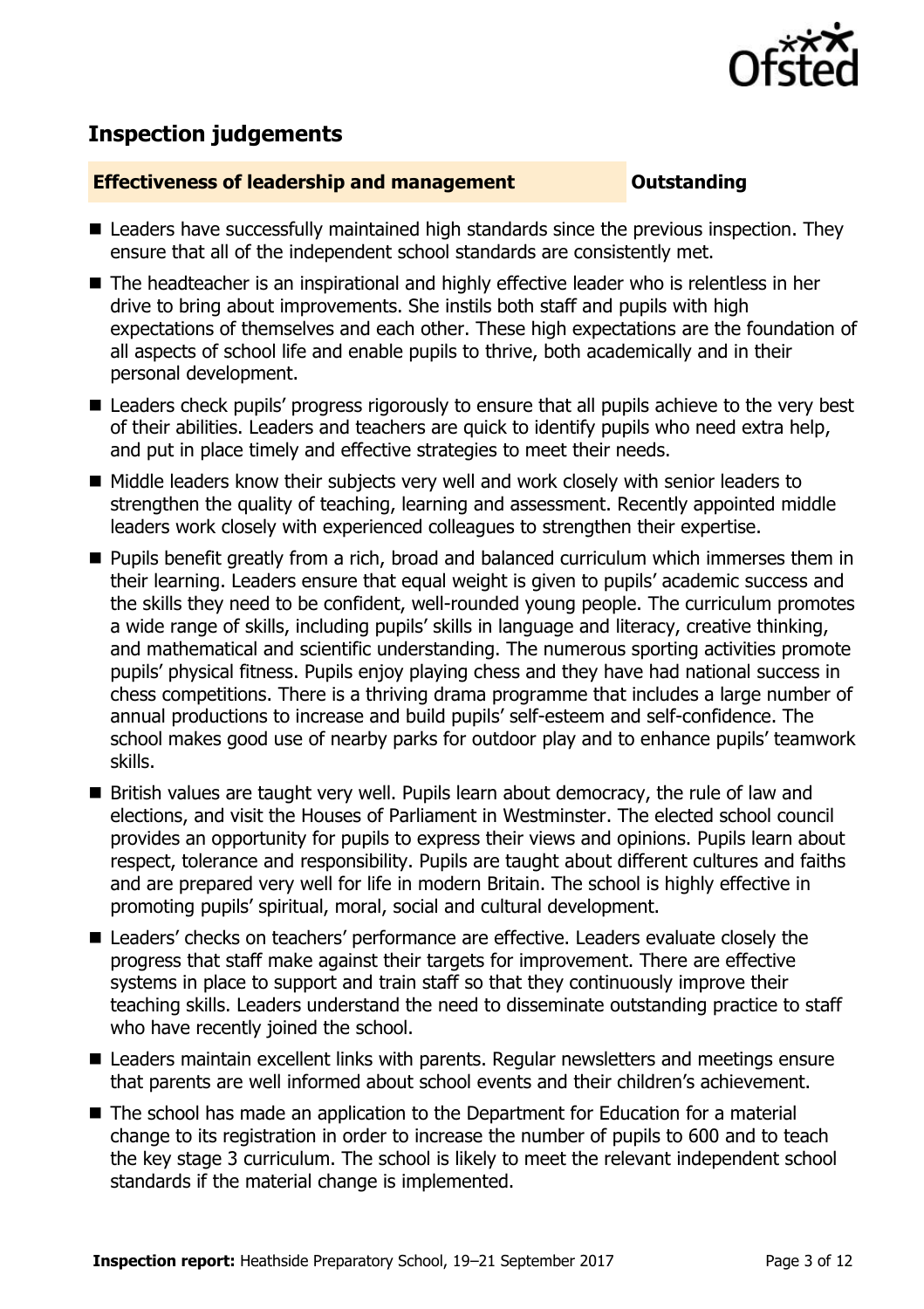## Inspection judgements

**Effectiveness of leadership and management** **Outstanding**

- Leaders have successfully maintained high standards since the previous inspection. They ensure that all of the independent school standards are consistently met.
- The headteacher is an inspirational and highly effective leader who is relentless in her drive to bring about improvements. She instils both staff and pupils with high expectations of themselves and each other. These high expectations are the foundation of all aspects of school life and enable pupils to thrive, both academically and in their personal development.
- Leaders check pupils' progress rigorously to ensure that all pupils achieve to the very best of their abilities. Leaders and teachers are quick to identify pupils who need extra help, and put in place timely and effective strategies to meet their needs.
- Middle leaders know their subjects very well and work closely with senior leaders to strengthen the quality of teaching, learning and assessment. Recently appointed middle leaders work closely with experienced colleagues to strengthen their expertise.
- Pupils benefit greatly from a rich, broad and balanced curriculum which immerses them in their learning. Leaders ensure that equal weight is given to pupils' academic success and the skills they need to be confident, well-rounded young people. The curriculum promotes a wide range of skills, including pupils' skills in language and literacy, creative thinking, and mathematical and scientific understanding. The numerous sporting activities promote pupils' physical fitness. Pupils enjoy playing chess and they have had national success in chess competitions. There is a thriving drama programme that includes a large number of annual productions to increase and build pupils' self-esteem and self-confidence. The school makes good use of nearby parks for outdoor play and to enhance pupils' teamwork skills.
- British values are taught very well. Pupils learn about democracy, the rule of law and elections, and visit the Houses of Parliament in Westminster. The elected school council provides an opportunity for pupils to express their views and opinions. Pupils learn about respect, tolerance and responsibility. Pupils are taught about different cultures and faiths and are prepared very well for life in modern Britain. The school is highly effective in promoting pupils' spiritual, moral, social and cultural development.
- Leaders' checks on teachers' performance are effective. Leaders evaluate closely the progress that staff make against their targets for improvement. There are effective systems in place to support and train staff so that they continuously improve their teaching skills. Leaders understand the need to disseminate outstanding practice to staff who have recently joined the school.
- Leaders maintain excellent links with parents. Regular newsletters and meetings ensure that parents are well informed about school events and their children's achievement.
- The school has made an application to the Department for Education for a material change to its registration in order to increase the number of pupils to 600 and to teach the key stage 3 curriculum. The school is likely to meet the relevant independent school standards if the material change is implemented.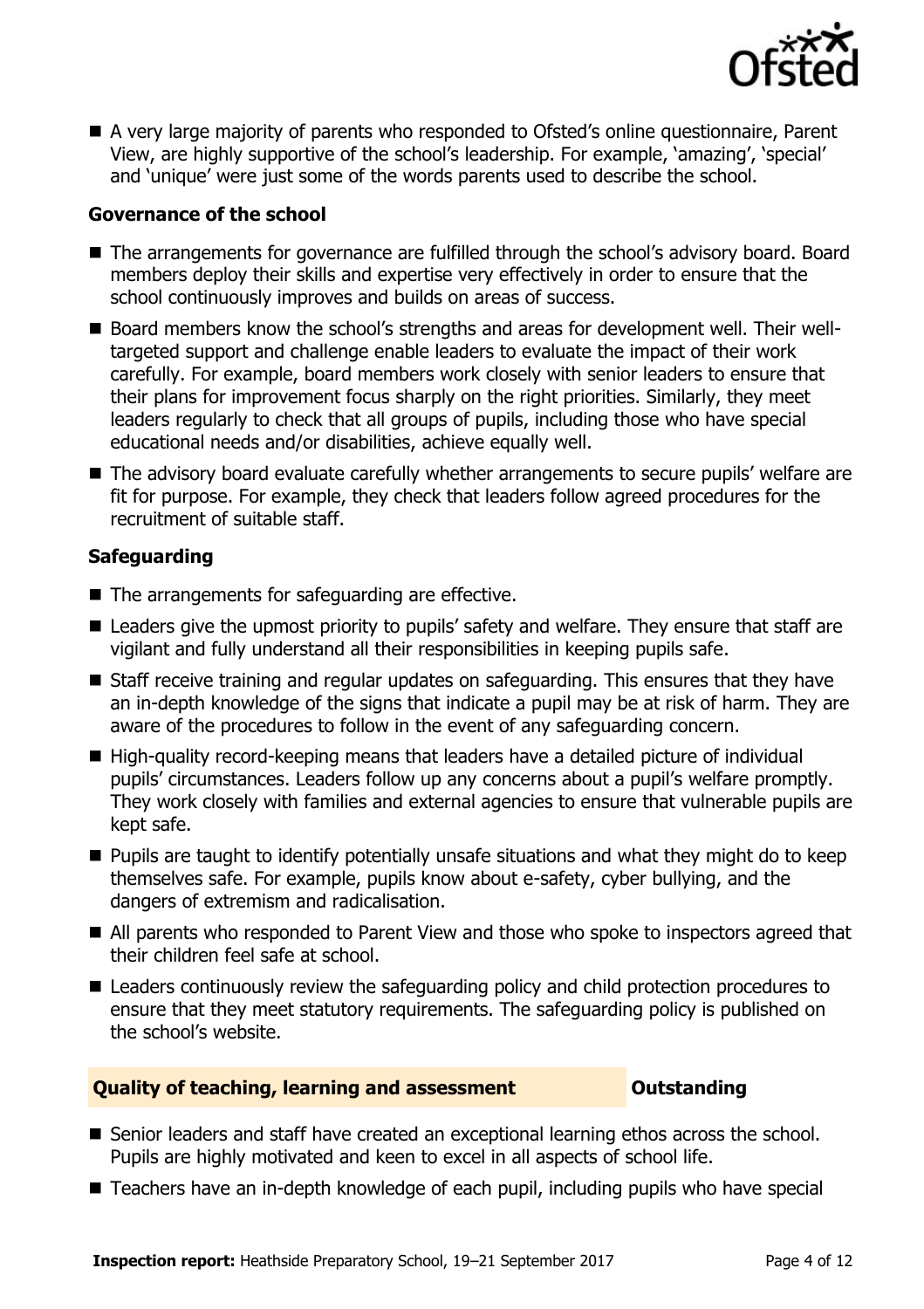- A very large majority of parents who responded to Ofsted's online questionnaire, Parent View, are highly supportive of the school's leadership. For example, 'amazing', 'special' and 'unique' were just some of the words parents used to describe the school.

### Governance of the school

- The arrangements for governance are fulfilled through the school's advisory board. Board members deploy their skills and expertise very effectively in order to ensure that the school continuously improves and builds on areas of success.
- Board members know the school's strengths and areas for development well. Their well-targeted support and challenge enable leaders to evaluate the impact of their work carefully. For example, board members work closely with senior leaders to ensure that their plans for improvement focus sharply on the right priorities. Similarly, they meet leaders regularly to check that all groups of pupils, including those who have special educational needs and/or disabilities, achieve equally well.
- The advisory board evaluate carefully whether arrangements to secure pupils' welfare are fit for purpose. For example, they check that leaders follow agreed procedures for the recruitment of suitable staff.

### Safeguarding

- The arrangements for safeguarding are effective.
- Leaders give the upmost priority to pupils' safety and welfare. They ensure that staff are vigilant and fully understand all their responsibilities in keeping pupils safe.
- Staff receive training and regular updates on safeguarding. This ensures that they have an in-depth knowledge of the signs that indicate a pupil may be at risk of harm. They are aware of the procedures to follow in the event of any safeguarding concern.
- High-quality record-keeping means that leaders have a detailed picture of individual pupils' circumstances. Leaders follow up any concerns about a pupil's welfare promptly. They work closely with families and external agencies to ensure that vulnerable pupils are kept safe.
- Pupils are taught to identify potentially unsafe situations and what they might do to keep themselves safe. For example, pupils know about e-safety, cyber bullying, and the dangers of extremism and radicalisation.
- All parents who responded to Parent View and those who spoke to inspectors agreed that their children feel safe at school.
- Leaders continuously review the safeguarding policy and child protection procedures to ensure that they meet statutory requirements. The safeguarding policy is published on the school's website.

## Quality of teaching, learning and assessment — Outstanding

- Senior leaders and staff have created an exceptional learning ethos across the school. Pupils are highly motivated and keen to excel in all aspects of school life.
- Teachers have an in-depth knowledge of each pupil, including pupils who have special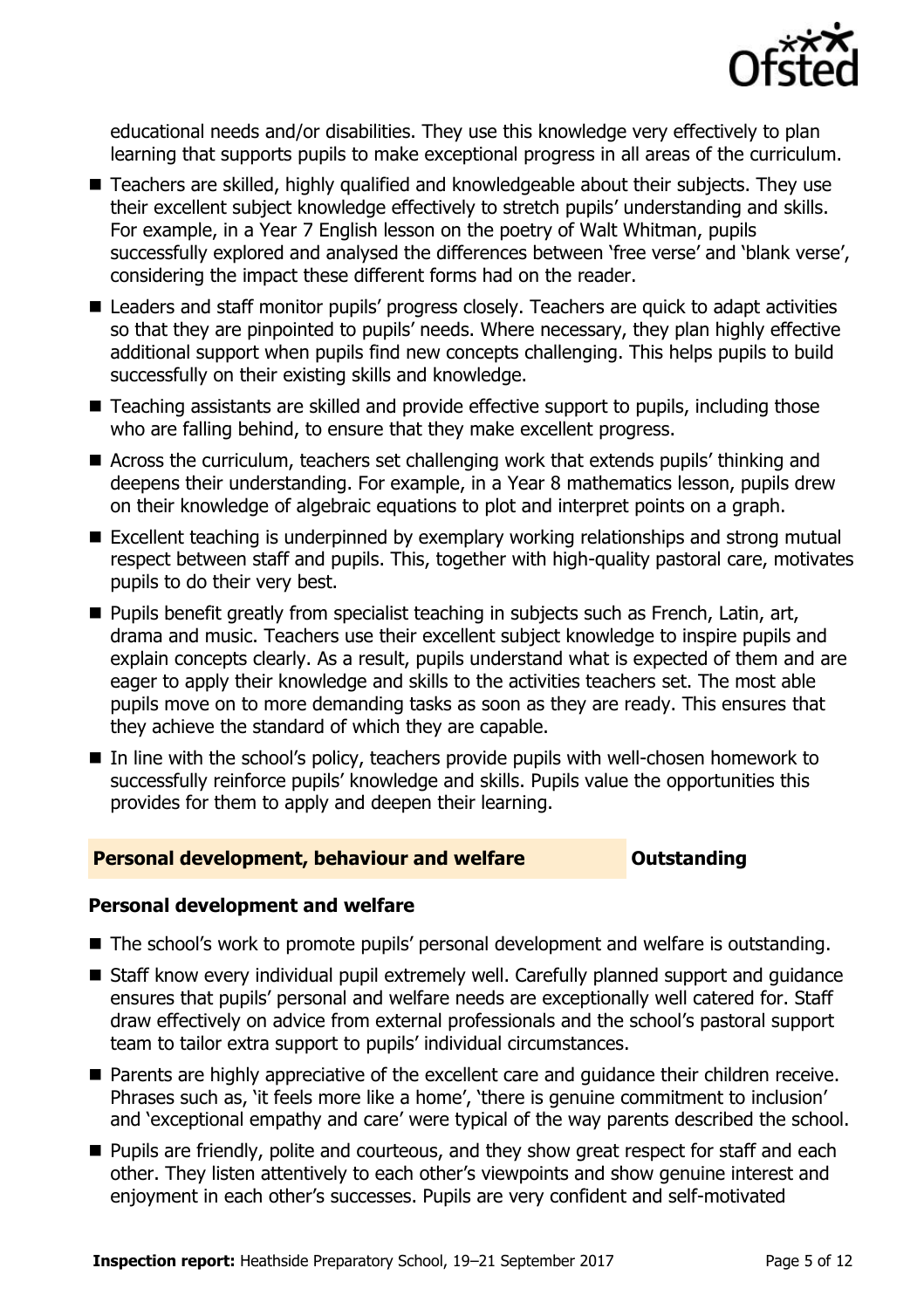educational needs and/or disabilities. They use this knowledge very effectively to plan learning that supports pupils to make exceptional progress in all areas of the curriculum.

- Teachers are skilled, highly qualified and knowledgeable about their subjects. They use their excellent subject knowledge effectively to stretch pupils' understanding and skills. For example, in a Year 7 English lesson on the poetry of Walt Whitman, pupils successfully explored and analysed the differences between 'free verse' and 'blank verse', considering the impact these different forms had on the reader.
- Leaders and staff monitor pupils' progress closely. Teachers are quick to adapt activities so that they are pinpointed to pupils' needs. Where necessary, they plan highly effective additional support when pupils find new concepts challenging. This helps pupils to build successfully on their existing skills and knowledge.
- Teaching assistants are skilled and provide effective support to pupils, including those who are falling behind, to ensure that they make excellent progress.
- Across the curriculum, teachers set challenging work that extends pupils' thinking and deepens their understanding. For example, in a Year 8 mathematics lesson, pupils drew on their knowledge of algebraic equations to plot and interpret points on a graph.
- Excellent teaching is underpinned by exemplary working relationships and strong mutual respect between staff and pupils. This, together with high-quality pastoral care, motivates pupils to do their very best.
- Pupils benefit greatly from specialist teaching in subjects such as French, Latin, art, drama and music. Teachers use their excellent subject knowledge to inspire pupils and explain concepts clearly. As a result, pupils understand what is expected of them and are eager to apply their knowledge and skills to the activities teachers set. The most able pupils move on to more demanding tasks as soon as they are ready. This ensures that they achieve the standard of which they are capable.
- In line with the school's policy, teachers provide pupils with well-chosen homework to successfully reinforce pupils' knowledge and skills. Pupils value the opportunities this provides for them to apply and deepen their learning.

## Personal development, behaviour and welfare — Outstanding

### Personal development and welfare

- The school's work to promote pupils' personal development and welfare is outstanding.
- Staff know every individual pupil extremely well. Carefully planned support and guidance ensures that pupils' personal and welfare needs are exceptionally well catered for. Staff draw effectively on advice from external professionals and the school's pastoral support team to tailor extra support to pupils' individual circumstances.
- Parents are highly appreciative of the excellent care and guidance their children receive. Phrases such as, 'it feels more like a home', 'there is genuine commitment to inclusion' and 'exceptional empathy and care' were typical of the way parents described the school.
- Pupils are friendly, polite and courteous, and they show great respect for staff and each other. They listen attentively to each other's viewpoints and show genuine interest and enjoyment in each other's successes. Pupils are very confident and self-motivated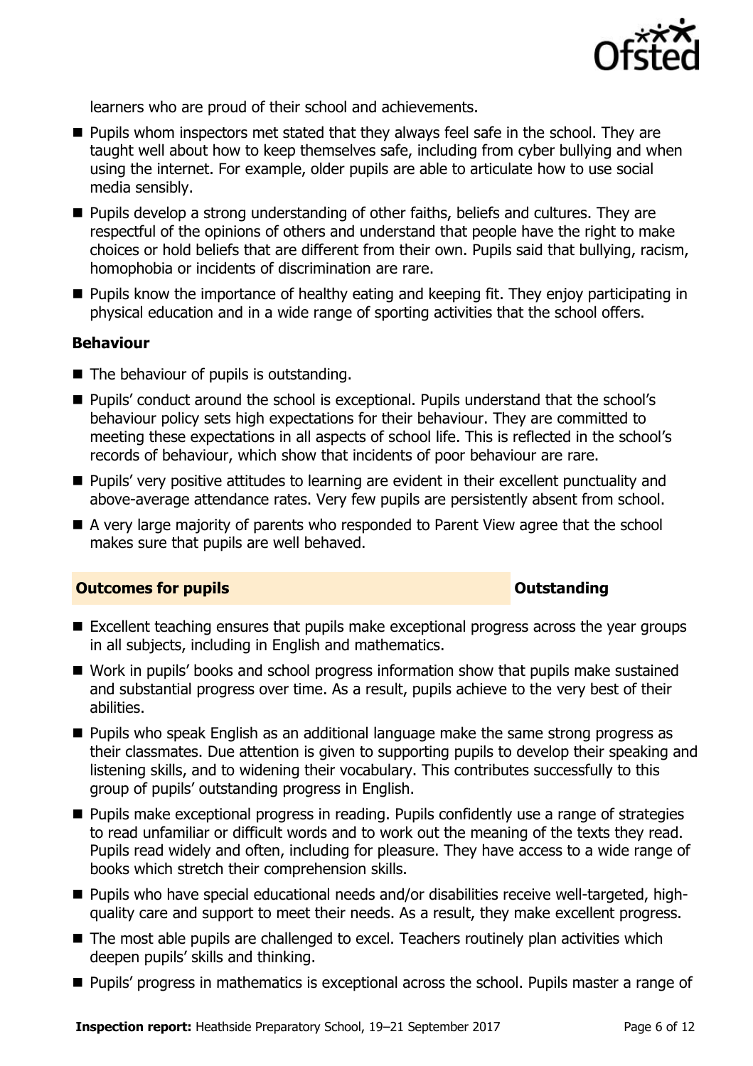learners who are proud of their school and achievements.

- Pupils whom inspectors met stated that they always feel safe in the school. They are taught well about how to keep themselves safe, including from cyber bullying and when using the internet. For example, older pupils are able to articulate how to use social media sensibly.
- Pupils develop a strong understanding of other faiths, beliefs and cultures. They are respectful of the opinions of others and understand that people have the right to make choices or hold beliefs that are different from their own. Pupils said that bullying, racism, homophobia or incidents of discrimination are rare.
- Pupils know the importance of healthy eating and keeping fit. They enjoy participating in physical education and in a wide range of sporting activities that the school offers.

### Behaviour

- The behaviour of pupils is outstanding.
- Pupils' conduct around the school is exceptional. Pupils understand that the school's behaviour policy sets high expectations for their behaviour. They are committed to meeting these expectations in all aspects of school life. This is reflected in the school's records of behaviour, which show that incidents of poor behaviour are rare.
- Pupils' very positive attitudes to learning are evident in their excellent punctuality and above-average attendance rates. Very few pupils are persistently absent from school.
- A very large majority of parents who responded to Parent View agree that the school makes sure that pupils are well behaved.

## Outcomes for pupils — Outstanding

- Excellent teaching ensures that pupils make exceptional progress across the year groups in all subjects, including in English and mathematics.
- Work in pupils' books and school progress information show that pupils make sustained and substantial progress over time. As a result, pupils achieve to the very best of their abilities.
- Pupils who speak English as an additional language make the same strong progress as their classmates. Due attention is given to supporting pupils to develop their speaking and listening skills, and to widening their vocabulary. This contributes successfully to this group of pupils' outstanding progress in English.
- Pupils make exceptional progress in reading. Pupils confidently use a range of strategies to read unfamiliar or difficult words and to work out the meaning of the texts they read. Pupils read widely and often, including for pleasure. They have access to a wide range of books which stretch their comprehension skills.
- Pupils who have special educational needs and/or disabilities receive well-targeted, high-quality care and support to meet their needs. As a result, they make excellent progress.
- The most able pupils are challenged to excel. Teachers routinely plan activities which deepen pupils' skills and thinking.
- Pupils' progress in mathematics is exceptional across the school. Pupils master a range of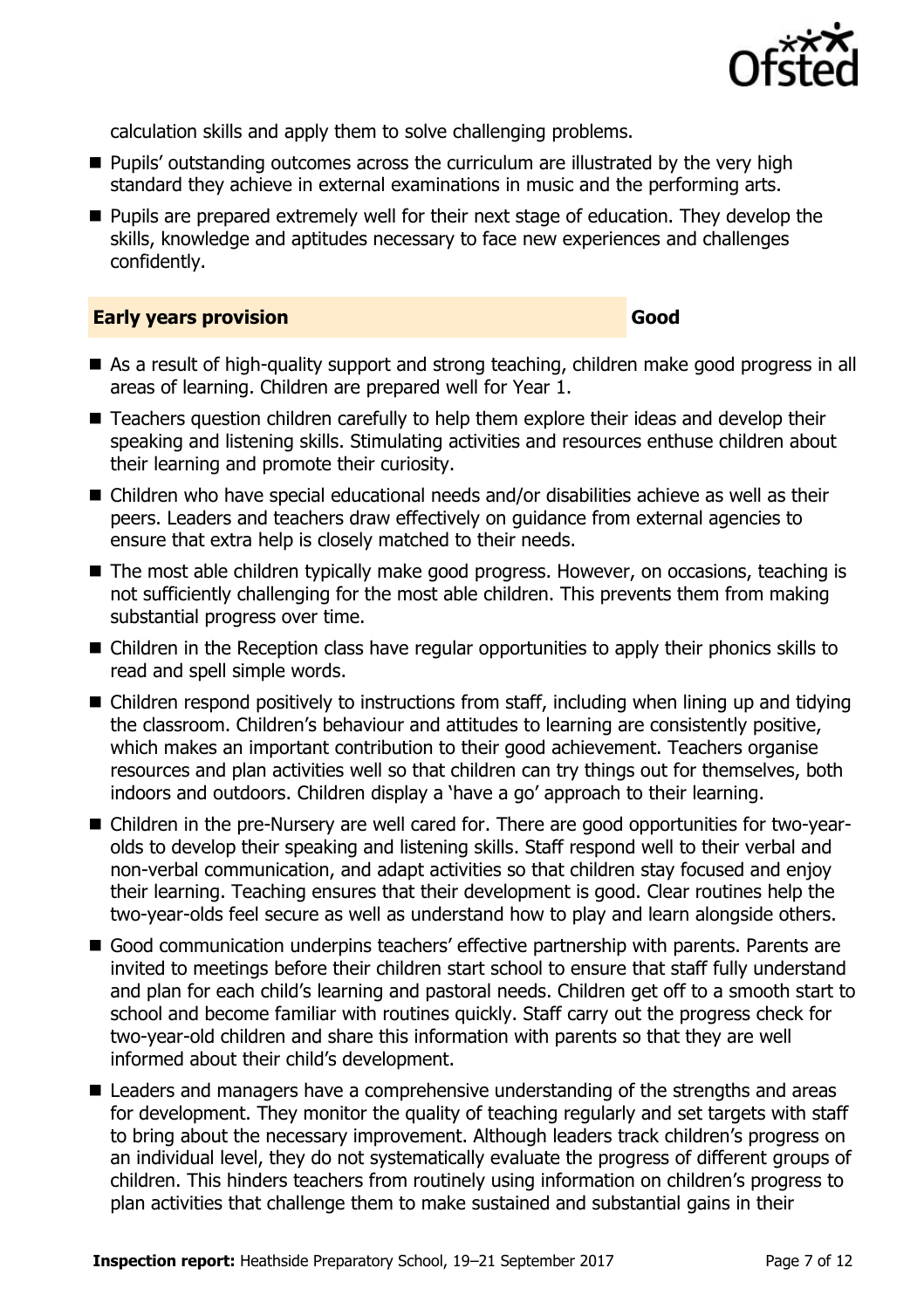calculation skills and apply them to solve challenging problems.

- Pupils' outstanding outcomes across the curriculum are illustrated by the very high standard they achieve in external examinations in music and the performing arts.
- Pupils are prepared extremely well for their next stage of education. They develop the skills, knowledge and aptitudes necessary to face new experiences and challenges confidently.

## Early years provision — Good

- As a result of high-quality support and strong teaching, children make good progress in all areas of learning. Children are prepared well for Year 1.
- Teachers question children carefully to help them explore their ideas and develop their speaking and listening skills. Stimulating activities and resources enthuse children about their learning and promote their curiosity.
- Children who have special educational needs and/or disabilities achieve as well as their peers. Leaders and teachers draw effectively on guidance from external agencies to ensure that extra help is closely matched to their needs.
- The most able children typically make good progress. However, on occasions, teaching is not sufficiently challenging for the most able children. This prevents them from making substantial progress over time.
- Children in the Reception class have regular opportunities to apply their phonics skills to read and spell simple words.
- Children respond positively to instructions from staff, including when lining up and tidying the classroom. Children's behaviour and attitudes to learning are consistently positive, which makes an important contribution to their good achievement. Teachers organise resources and plan activities well so that children can try things out for themselves, both indoors and outdoors. Children display a 'have a go' approach to their learning.
- Children in the pre-Nursery are well cared for. There are good opportunities for two-year-olds to develop their speaking and listening skills. Staff respond well to their verbal and non-verbal communication, and adapt activities so that children stay focused and enjoy their learning. Teaching ensures that their development is good. Clear routines help the two-year-olds feel secure as well as understand how to play and learn alongside others.
- Good communication underpins teachers' effective partnership with parents. Parents are invited to meetings before their children start school to ensure that staff fully understand and plan for each child's learning and pastoral needs. Children get off to a smooth start to school and become familiar with routines quickly. Staff carry out the progress check for two-year-old children and share this information with parents so that they are well informed about their child's development.
- Leaders and managers have a comprehensive understanding of the strengths and areas for development. They monitor the quality of teaching regularly and set targets with staff to bring about the necessary improvement. Although leaders track children's progress on an individual level, they do not systematically evaluate the progress of different groups of children. This hinders teachers from routinely using information on children's progress to plan activities that challenge them to make sustained and substantial gains in their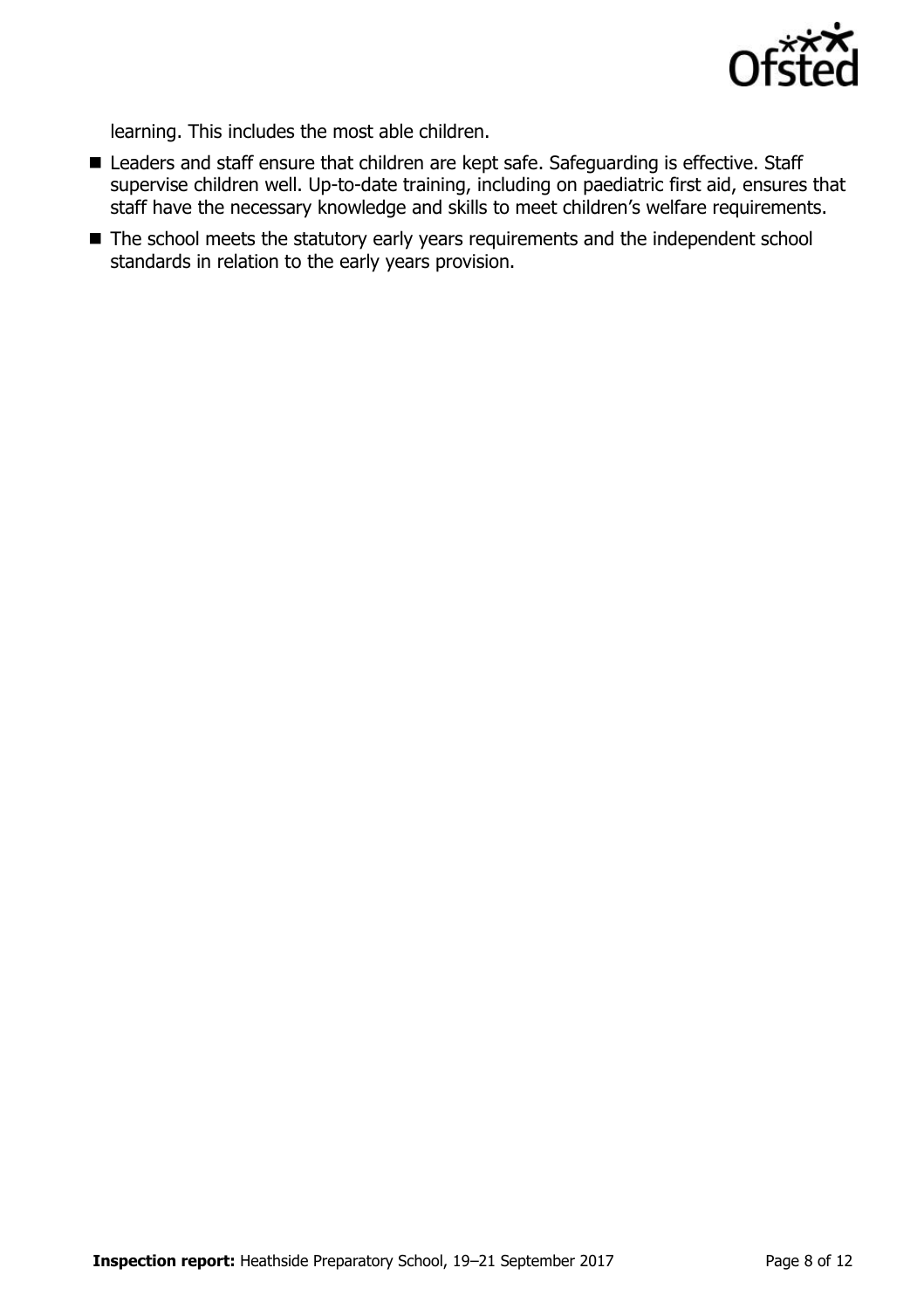learning. This includes the most able children.

- Leaders and staff ensure that children are kept safe. Safeguarding is effective. Staff supervise children well. Up-to-date training, including on paediatric first aid, ensures that staff have the necessary knowledge and skills to meet children's welfare requirements.
- The school meets the statutory early years requirements and the independent school standards in relation to the early years provision.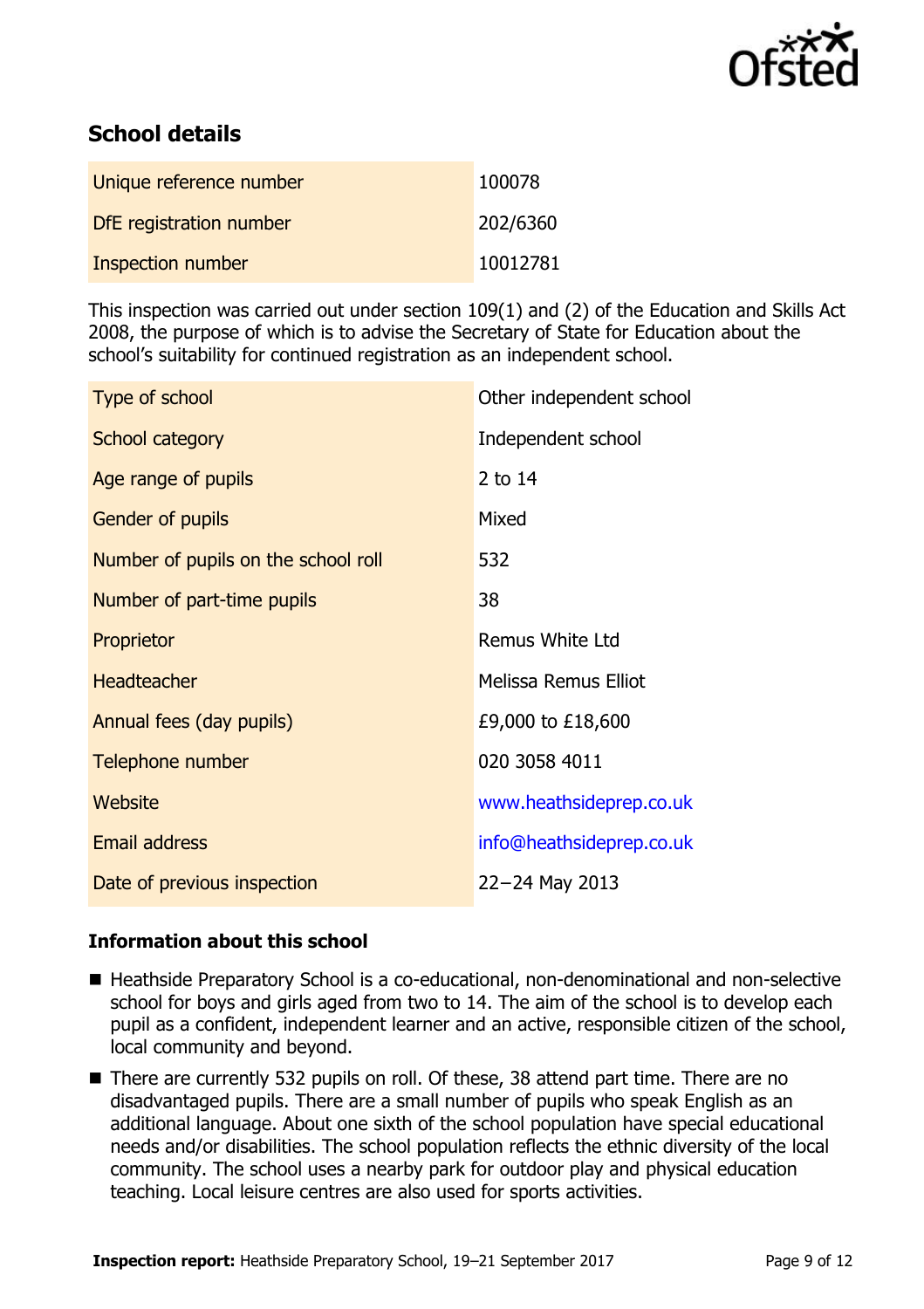## School details

| | |
|---|---|
| Unique reference number | 100078 |
| DfE registration number | 202/6360 |
| Inspection number | 10012781 |

This inspection was carried out under section 109(1) and (2) of the Education and Skills Act 2008, the purpose of which is to advise the Secretary of State for Education about the school's suitability for continued registration as an independent school.

| | |
|---|---|
| Type of school | Other independent school |
| School category | Independent school |
| Age range of pupils | 2 to 14 |
| Gender of pupils | Mixed |
| Number of pupils on the school roll | 532 |
| Number of part-time pupils | 38 |
| Proprietor | Remus White Ltd |
| Headteacher | Melissa Remus Elliot |
| Annual fees (day pupils) | £9,000 to £18,600 |
| Telephone number | 020 3058 4011 |
| Website | www.heathsideprep.co.uk |
| Email address | info@heathsideprep.co.uk |
| Date of previous inspection | 22–24 May 2013 |

### Information about this school

- Heathside Preparatory School is a co-educational, non-denominational and non-selective school for boys and girls aged from two to 14. The aim of the school is to develop each pupil as a confident, independent learner and an active, responsible citizen of the school, local community and beyond.
- There are currently 532 pupils on roll. Of these, 38 attend part time. There are no disadvantaged pupils. There are a small number of pupils who speak English as an additional language. About one sixth of the school population have special educational needs and/or disabilities. The school population reflects the ethnic diversity of the local community. The school uses a nearby park for outdoor play and physical education teaching. Local leisure centres are also used for sports activities.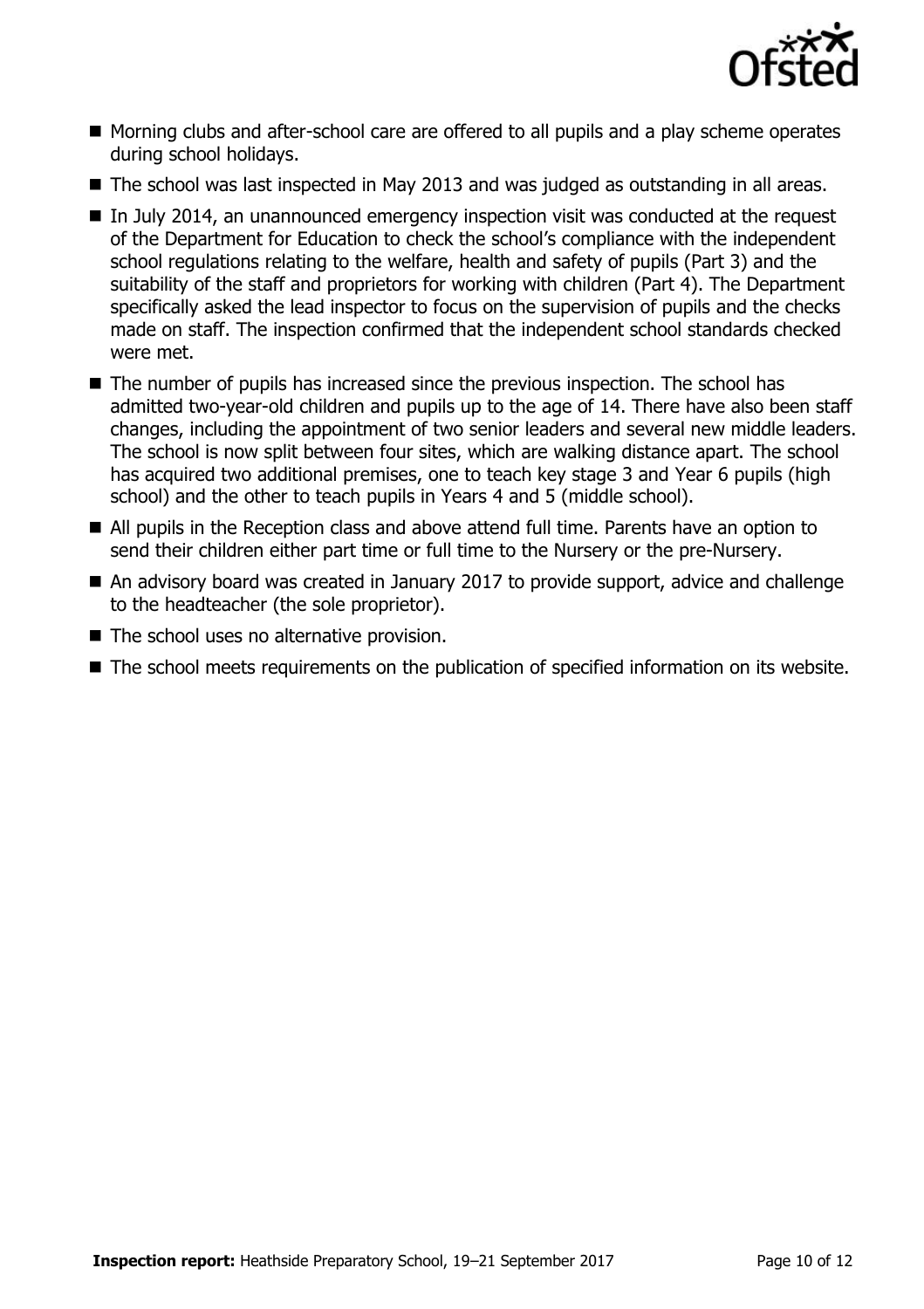- Morning clubs and after-school care are offered to all pupils and a play scheme operates during school holidays.
- The school was last inspected in May 2013 and was judged as outstanding in all areas.
- In July 2014, an unannounced emergency inspection visit was conducted at the request of the Department for Education to check the school's compliance with the independent school regulations relating to the welfare, health and safety of pupils (Part 3) and the suitability of the staff and proprietors for working with children (Part 4). The Department specifically asked the lead inspector to focus on the supervision of pupils and the checks made on staff. The inspection confirmed that the independent school standards checked were met.
- The number of pupils has increased since the previous inspection. The school has admitted two-year-old children and pupils up to the age of 14. There have also been staff changes, including the appointment of two senior leaders and several new middle leaders. The school is now split between four sites, which are walking distance apart. The school has acquired two additional premises, one to teach key stage 3 and Year 6 pupils (high school) and the other to teach pupils in Years 4 and 5 (middle school).
- All pupils in the Reception class and above attend full time. Parents have an option to send their children either part time or full time to the Nursery or the pre-Nursery.
- An advisory board was created in January 2017 to provide support, advice and challenge to the headteacher (the sole proprietor).
- The school uses no alternative provision.
- The school meets requirements on the publication of specified information on its website.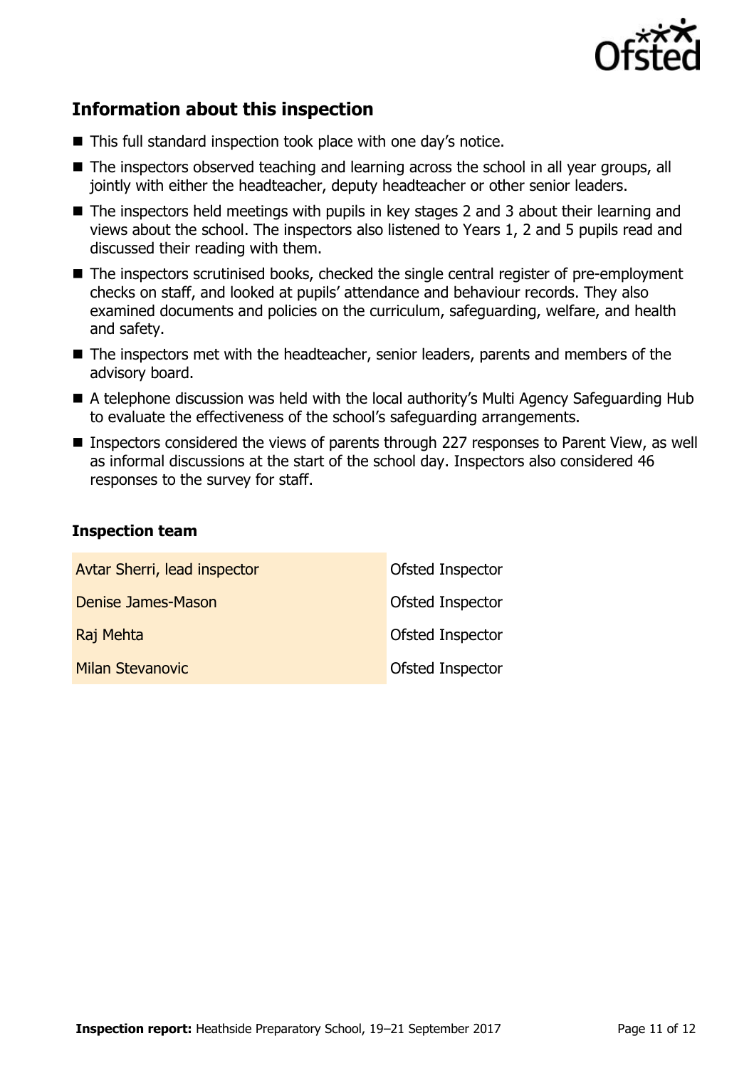## Information about this inspection

- This full standard inspection took place with one day's notice.
- The inspectors observed teaching and learning across the school in all year groups, all jointly with either the headteacher, deputy headteacher or other senior leaders.
- The inspectors held meetings with pupils in key stages 2 and 3 about their learning and views about the school. The inspectors also listened to Years 1, 2 and 5 pupils read and discussed their reading with them.
- The inspectors scrutinised books, checked the single central register of pre-employment checks on staff, and looked at pupils' attendance and behaviour records. They also examined documents and policies on the curriculum, safeguarding, welfare, and health and safety.
- The inspectors met with the headteacher, senior leaders, parents and members of the advisory board.
- A telephone discussion was held with the local authority's Multi Agency Safeguarding Hub to evaluate the effectiveness of the school's safeguarding arrangements.
- Inspectors considered the views of parents through 227 responses to Parent View, as well as informal discussions at the start of the school day. Inspectors also considered 46 responses to the survey for staff.

### Inspection team

| | |
|---|---|
| Avtar Sherri, lead inspector | Ofsted Inspector |
| Denise James-Mason | Ofsted Inspector |
| Raj Mehta | Ofsted Inspector |
| Milan Stevanovic | Ofsted Inspector |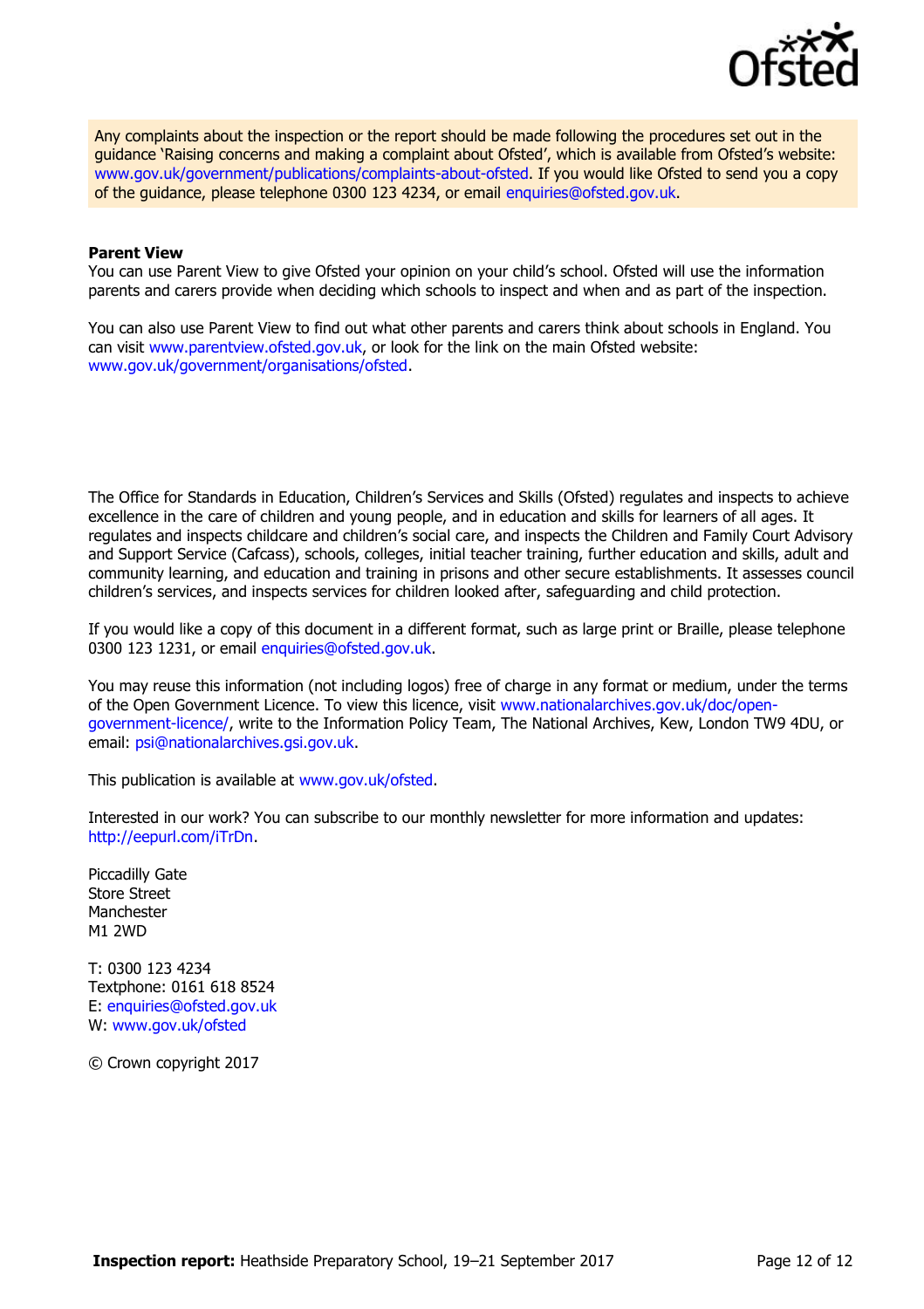Any complaints about the inspection or the report should be made following the procedures set out in the guidance 'Raising concerns and making a complaint about Ofsted', which is available from Ofsted's website: www.gov.uk/government/publications/complaints-about-ofsted. If you would like Ofsted to send you a copy of the guidance, please telephone 0300 123 4234, or email enquiries@ofsted.gov.uk.

**Parent View**

You can use Parent View to give Ofsted your opinion on your child's school. Ofsted will use the information parents and carers provide when deciding which schools to inspect and when and as part of the inspection.

You can also use Parent View to find out what other parents and carers think about schools in England. You can visit www.parentview.ofsted.gov.uk, or look for the link on the main Ofsted website: www.gov.uk/government/organisations/ofsted.

The Office for Standards in Education, Children's Services and Skills (Ofsted) regulates and inspects to achieve excellence in the care of children and young people, and in education and skills for learners of all ages. It regulates and inspects childcare and children's social care, and inspects the Children and Family Court Advisory and Support Service (Cafcass), schools, colleges, initial teacher training, further education and skills, adult and community learning, and education and training in prisons and other secure establishments. It assesses council children's services, and inspects services for children looked after, safeguarding and child protection.

If you would like a copy of this document in a different format, such as large print or Braille, please telephone 0300 123 1231, or email enquiries@ofsted.gov.uk.

You may reuse this information (not including logos) free of charge in any format or medium, under the terms of the Open Government Licence. To view this licence, visit www.nationalarchives.gov.uk/doc/open-government-licence/, write to the Information Policy Team, The National Archives, Kew, London TW9 4DU, or email: psi@nationalarchives.gsi.gov.uk.

This publication is available at www.gov.uk/ofsted.

Interested in our work? You can subscribe to our monthly newsletter for more information and updates: http://eepurl.com/iTrDn.

Piccadilly Gate
Store Street
Manchester
M1 2WD

T: 0300 123 4234
Textphone: 0161 618 8524
E: enquiries@ofsted.gov.uk
W: www.gov.uk/ofsted

© Crown copyright 2017